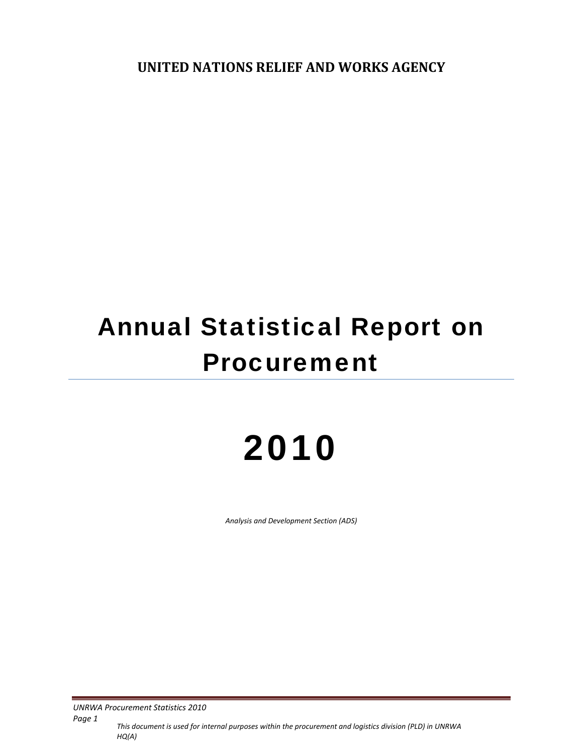**UNITED NATIONS RELIEF AND WORKS AGENCY**

# Annual Statistical Report on Procurement

# 2010

*Analysis and Development Section (ADS)*

*This document is used for internal purposes within the procurement and logistics division (PLD) in UNRWA HQ(A)*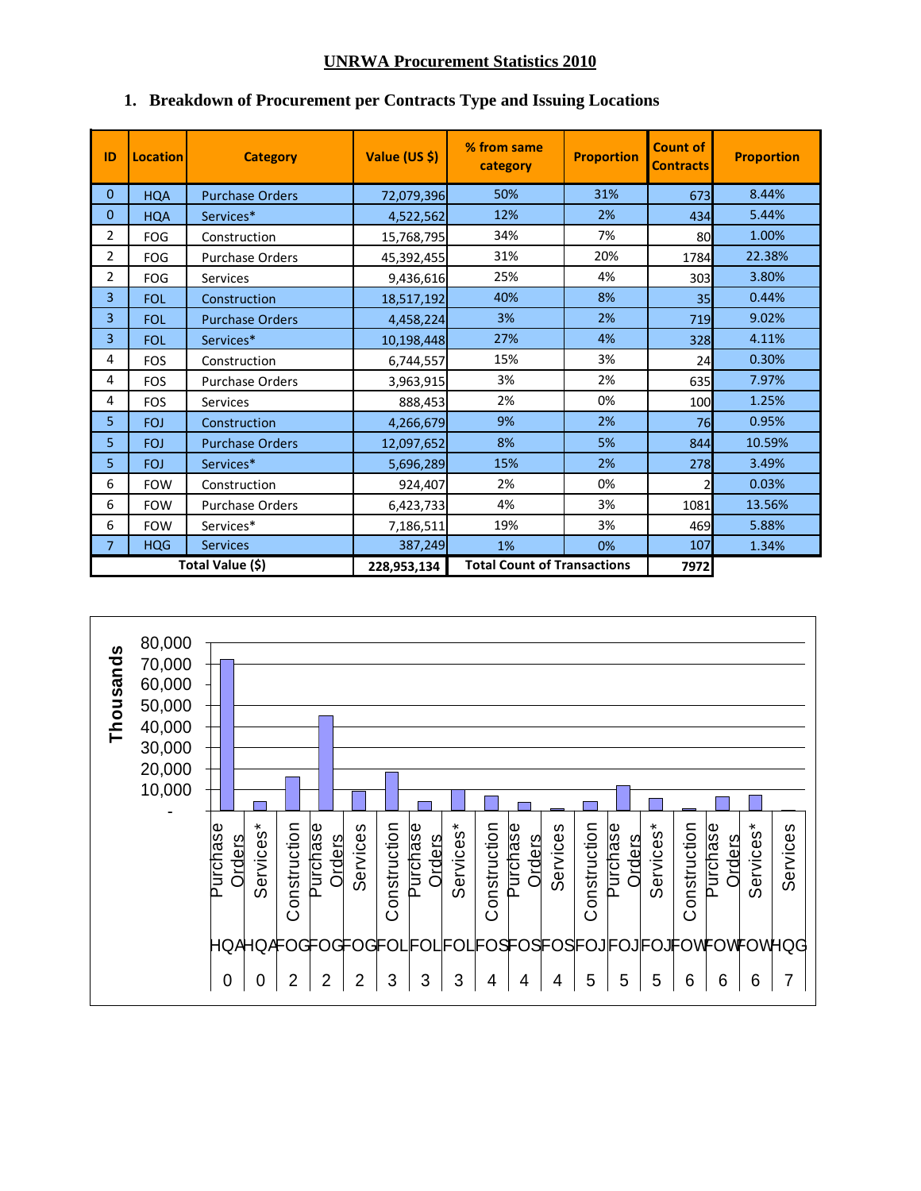# UNRWA Procurement Statistics 2010

## 1. Breakdown of Procurement per Contracts Type and Issuing Locations

| ID | Location | Category | Value (US $) | % from same category | Proportion | Count of Contracts | Proportion |
|---|---|---|---|---|---|---|---|
| 0 | HQA | Purchase Orders | 72,079,396 | 50% | 31% | 673 | 8.44% |
| 0 | HQA | Services* | 4,522,562 | 12% | 2% | 434 | 5.44% |
| 2 | FOG | Construction | 15,768,795 | 34% | 7% | 80 | 1.00% |
| 2 | FOG | Purchase Orders | 45,392,455 | 31% | 20% | 1784 | 22.38% |
| 2 | FOG | Services | 9,436,616 | 25% | 4% | 303 | 3.80% |
| 3 | FOL | Construction | 18,517,192 | 40% | 8% | 35 | 0.44% |
| 3 | FOL | Purchase Orders | 4,458,224 | 3% | 2% | 719 | 9.02% |
| 3 | FOL | Services* | 10,198,448 | 27% | 4% | 328 | 4.11% |
| 4 | FOS | Construction | 6,744,557 | 15% | 3% | 24 | 0.30% |
| 4 | FOS | Purchase Orders | 3,963,915 | 3% | 2% | 635 | 7.97% |
| 4 | FOS | Services | 888,453 | 2% | 0% | 100 | 1.25% |
| 5 | FOJ | Construction | 4,266,679 | 9% | 2% | 76 | 0.95% |
| 5 | FOJ | Purchase Orders | 12,097,652 | 8% | 5% | 844 | 10.59% |
| 5 | FOJ | Services* | 5,696,289 | 15% | 2% | 278 | 3.49% |
| 6 | FOW | Construction | 924,407 | 2% | 0% | 2 | 0.03% |
| 6 | FOW | Purchase Orders | 6,423,733 | 4% | 3% | 1081 | 13.56% |
| 6 | FOW | Services* | 7,186,511 | 19% | 3% | 469 | 5.88% |
| 7 | HQG | Services | 387,249 | 1% | 0% | 107 | 1.34% |
| Total Value ($) | | | 228,953,134 | Total Count of Transactions | | 7972 | |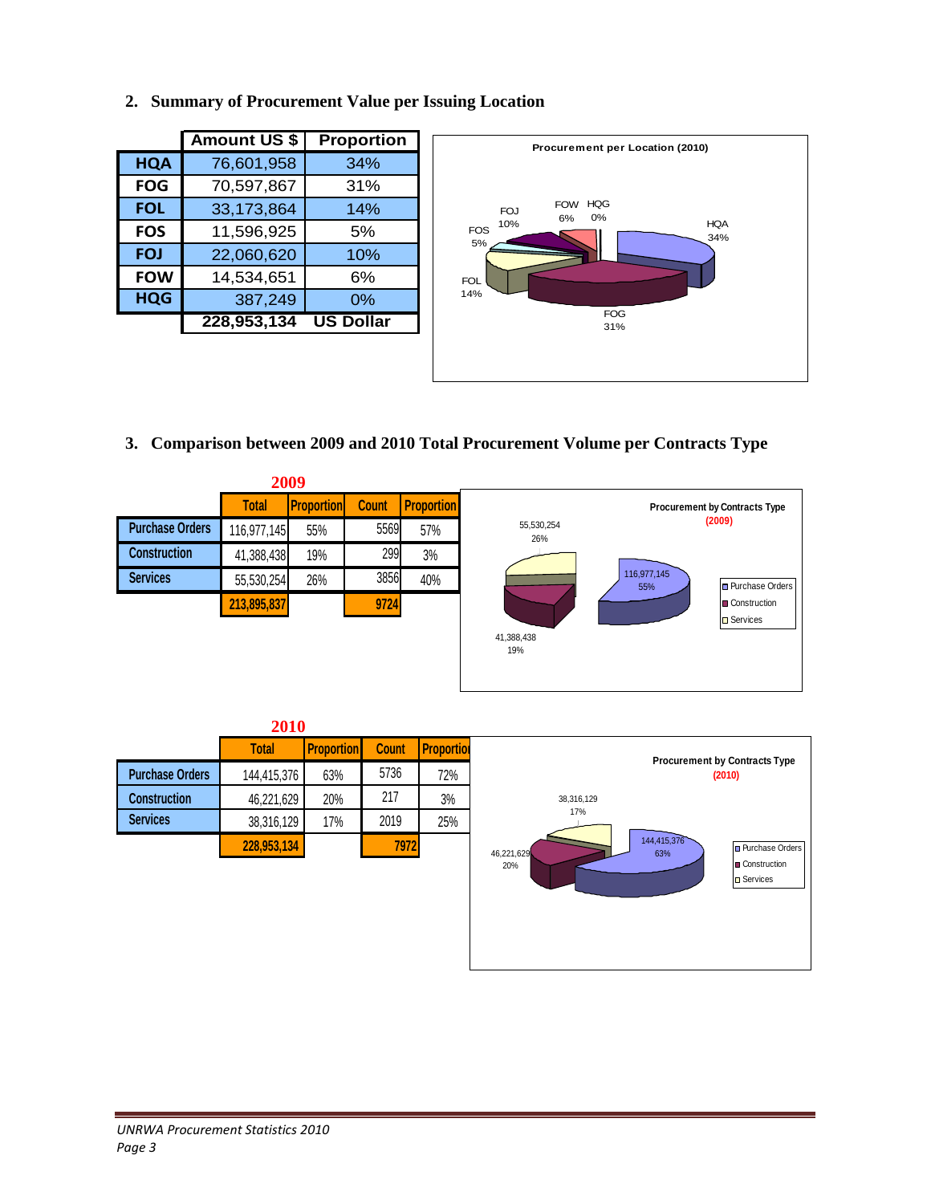## 2. Summary of Procurement Value per Issuing Location

| | Amount US $ | Proportion |
|---|---|---|
| HQA | 76,601,958 | 34% |
| FOG | 70,597,867 | 31% |
| FOL | 33,173,864 | 14% |
| FOS | 11,596,925 | 5% |
| FOJ | 22,060,620 | 10% |
| FOW | 14,534,651 | 6% |
| HQG | 387,249 | 0% |
| | 228,953,134 | US Dollar |

Procurement per Location (2010)

HQA 34%, FOG 31%, FOL 14%, FOS 5%, FOJ 10%, FOW 6%, HQG 0%

## 3. Comparison between 2009 and 2010 Total Procurement Volume per Contracts Type

**2009**

| | Total | Proportion | Count | Proportion |
|---|---|---|---|---|
| Purchase Orders | 116,977,145 | 55% | 5569 | 57% |
| Construction | 41,388,438 | 19% | 299 | 3% |
| Services | 55,530,254 | 26% | 3856 | 40% |
| | 213,895,837 | | 9724 | |

Procurement by Contracts Type (2009)

Purchase Orders 116,977,145 55%; Construction 41,388,438 19%; Services 55,530,254 26%

**2010**

| | Total | Proportion | Count | Proportion |
|---|---|---|---|---|
| Purchase Orders | 144,415,376 | 63% | 5736 | 72% |
| Construction | 46,221,629 | 20% | 217 | 3% |
| Services | 38,316,129 | 17% | 2019 | 25% |
| | 228,953,134 | | 7972 | |

Procurement by Contracts Type (2010)

Purchase Orders 144,415,376 63%; Construction 46,221,629 20%; Services 38,316,129 17%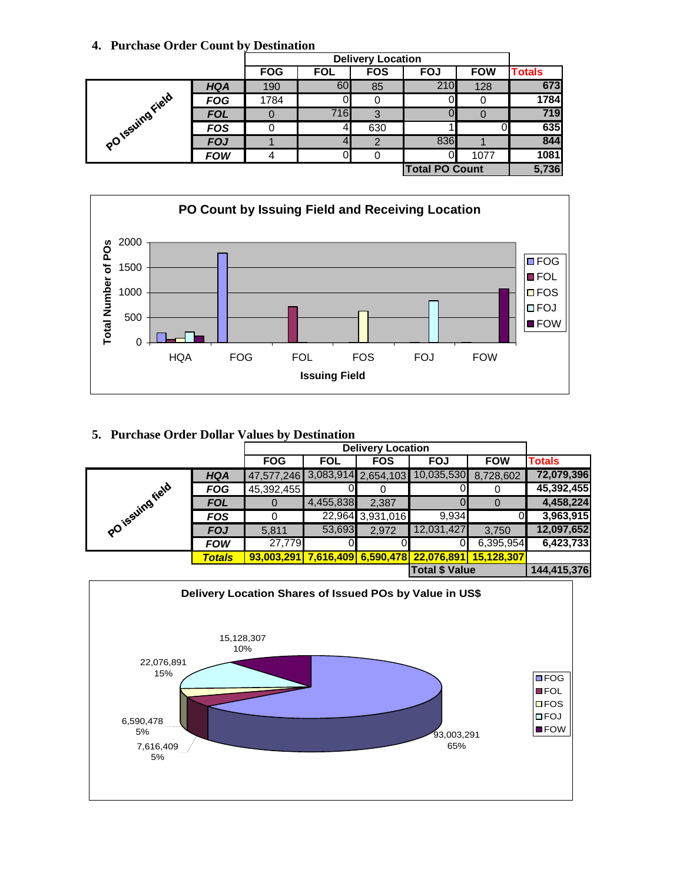## 4. Purchase Order Count by Destination

| PO Issuing Field | Delivery Location: FOG | FOL | FOS | FOJ | FOW | Totals |
|---|---|---|---|---|---|---|
| HQA | 190 | 60 | 85 | 210 | 128 | 673 |
| FOG | 1784 | 0 | 0 | 0 | 0 | 1784 |
| FOL | 0 | 716 | 3 | 0 | 0 | 719 |
| FOS | 0 | 4 | 630 | 1 | 0 | 635 |
| FOJ | 1 | 4 | 2 | 836 | 1 | 844 |
| FOW | 4 | 0 | 0 | 0 | 1077 | 1081 |
| | | | | Total PO Count | | 5,736 |

**PO Count by Issuing Field and Receiving Location**

(Chart: Total Number of POs by Issuing Field — HQA, FOG, FOL, FOS, FOJ, FOW; series FOG, FOL, FOS, FOJ, FOW)

## 5. Purchase Order Dollar Values by Destination

| PO issuing field | Delivery Location: FOG | FOL | FOS | FOJ | FOW | Totals |
|---|---|---|---|---|---|---|
| HQA | 47,577,246 | 3,083,914 | 2,654,103 | 10,035,530 | 8,728,602 | 72,079,396 |
| FOG | 45,392,455 | 0 | 0 | 0 | 0 | 45,392,455 |
| FOL | 0 | 4,455,838 | 2,387 | 0 | 0 | 4,458,224 |
| FOS | 0 | 22,964 | 3,931,016 | 9,934 | 0 | 3,963,915 |
| FOJ | 5,811 | 53,693 | 2,972 | 12,031,427 | 3,750 | 12,097,652 |
| FOW | 27,779 | 0 | 0 | 0 | 6,395,954 | 6,423,733 |
| **Totals** | 93,003,291 | 7,616,409 | 6,590,478 | 22,076,891 | 15,128,307 | |
| | | | | Total $ Value | | 144,415,376 |

**Delivery Location Shares of Issued POs by Value in US$**

(Pie chart: FOG 93,003,291 65%; FOL 7,616,409 5%; FOS 6,590,478 5%; FOJ 22,076,891 15%; FOW 15,128,307 10%)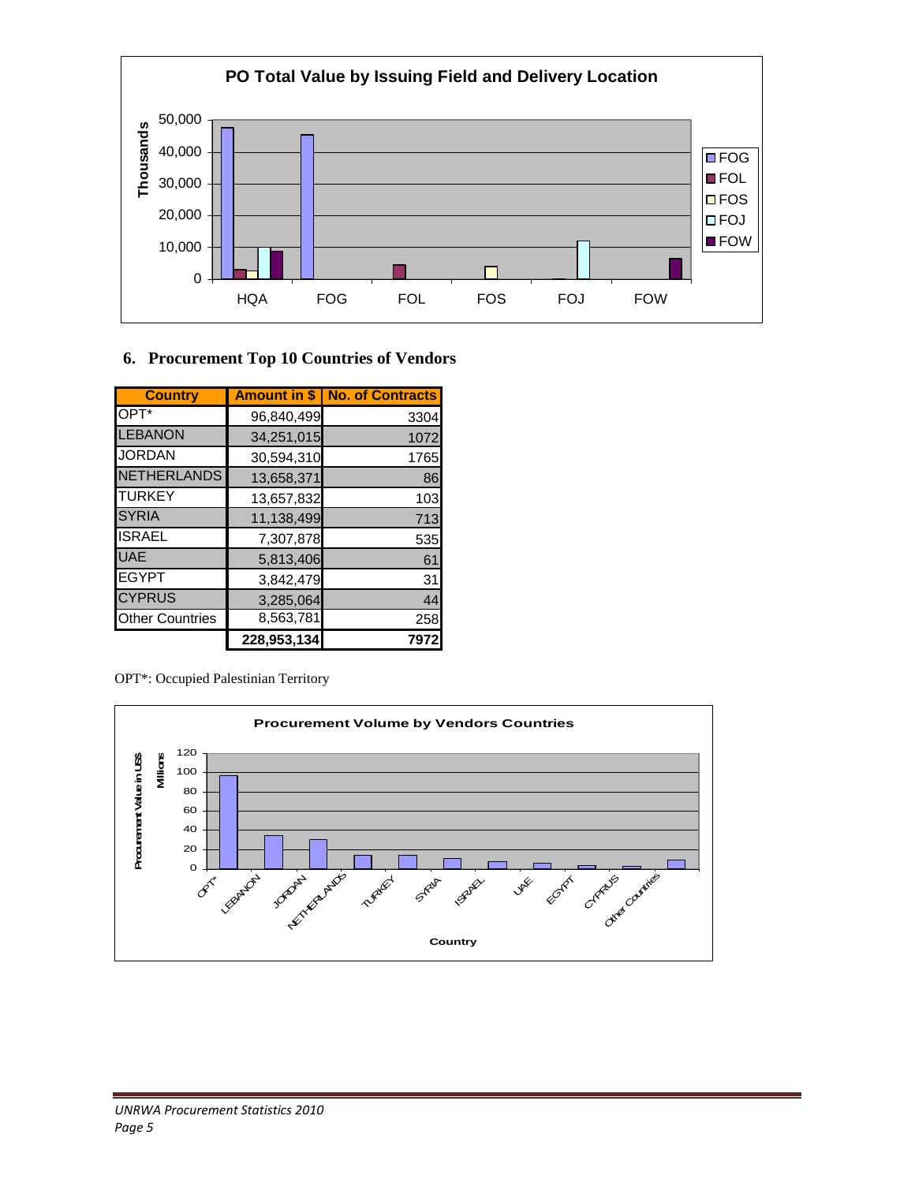## 6. Procurement Top 10 Countries of Vendors

| Country | Amount in $ | No. of Contracts |
|---|---|---|
| OPT* | 96,840,499 | 3304 |
| LEBANON | 34,251,015 | 1072 |
| JORDAN | 30,594,310 | 1765 |
| NETHERLANDS | 13,658,371 | 86 |
| TURKEY | 13,657,832 | 103 |
| SYRIA | 11,138,499 | 713 |
| ISRAEL | 7,307,878 | 535 |
| UAE | 5,813,406 | 61 |
| EGYPT | 3,842,479 | 31 |
| CYPRUS | 3,285,064 | 44 |
| Other Countries | 8,563,781 | 258 |
| | **228,953,134** | **7972** |

OPT*: Occupied Palestinian Territory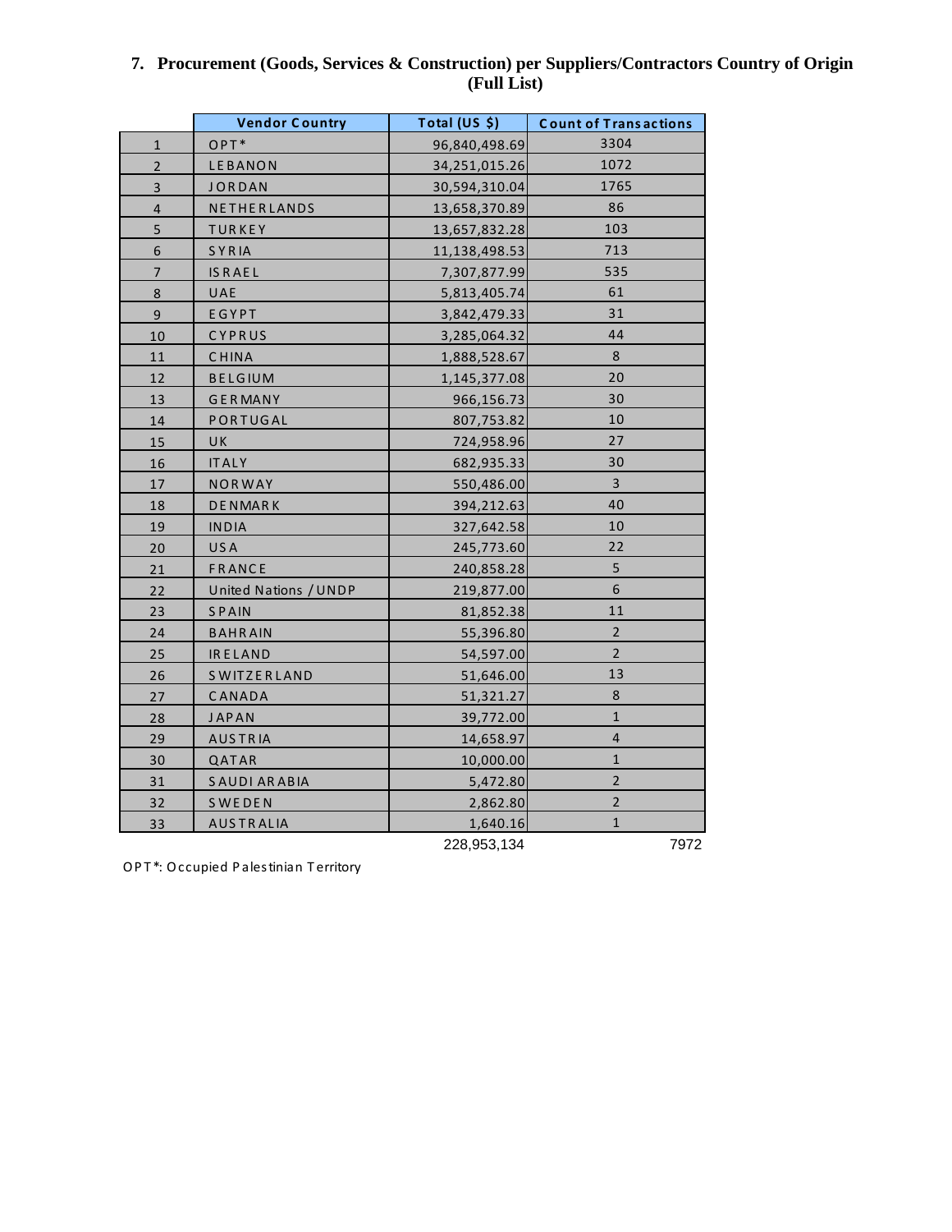### 7. Procurement (Goods, Services & Construction) per Suppliers/Contractors Country of Origin (Full List)

| | Vendor Country | Total (US $) | Count of Transactions |
|---|---|---|---|
| 1 | OPT* | 96,840,498.69 | 3304 |
| 2 | LEBANON | 34,251,015.26 | 1072 |
| 3 | JORDAN | 30,594,310.04 | 1765 |
| 4 | NETHERLANDS | 13,658,370.89 | 86 |
| 5 | TURKEY | 13,657,832.28 | 103 |
| 6 | SYRIA | 11,138,498.53 | 713 |
| 7 | ISRAEL | 7,307,877.99 | 535 |
| 8 | UAE | 5,813,405.74 | 61 |
| 9 | EGYPT | 3,842,479.33 | 31 |
| 10 | CYPRUS | 3,285,064.32 | 44 |
| 11 | CHINA | 1,888,528.67 | 8 |
| 12 | BELGIUM | 1,145,377.08 | 20 |
| 13 | GERMANY | 966,156.73 | 30 |
| 14 | PORTUGAL | 807,753.82 | 10 |
| 15 | UK | 724,958.96 | 27 |
| 16 | ITALY | 682,935.33 | 30 |
| 17 | NORWAY | 550,486.00 | 3 |
| 18 | DENMARK | 394,212.63 | 40 |
| 19 | INDIA | 327,642.58 | 10 |
| 20 | USA | 245,773.60 | 22 |
| 21 | FRANCE | 240,858.28 | 5 |
| 22 | United Nations / UNDP | 219,877.00 | 6 |
| 23 | SPAIN | 81,852.38 | 11 |
| 24 | BAHRAIN | 55,396.80 | 2 |
| 25 | IRELAND | 54,597.00 | 2 |
| 26 | SWITZERLAND | 51,646.00 | 13 |
| 27 | CANADA | 51,321.27 | 8 |
| 28 | JAPAN | 39,772.00 | 1 |
| 29 | AUSTRIA | 14,658.97 | 4 |
| 30 | QATAR | 10,000.00 | 1 |
| 31 | SAUDI ARABIA | 5,472.80 | 2 |
| 32 | SWEDEN | 2,862.80 | 2 |
| 33 | AUSTRALIA | 1,640.16 | 1 |
| | | 228,953,134 | 7972 |

OPT*: Occupied Palestinian Territory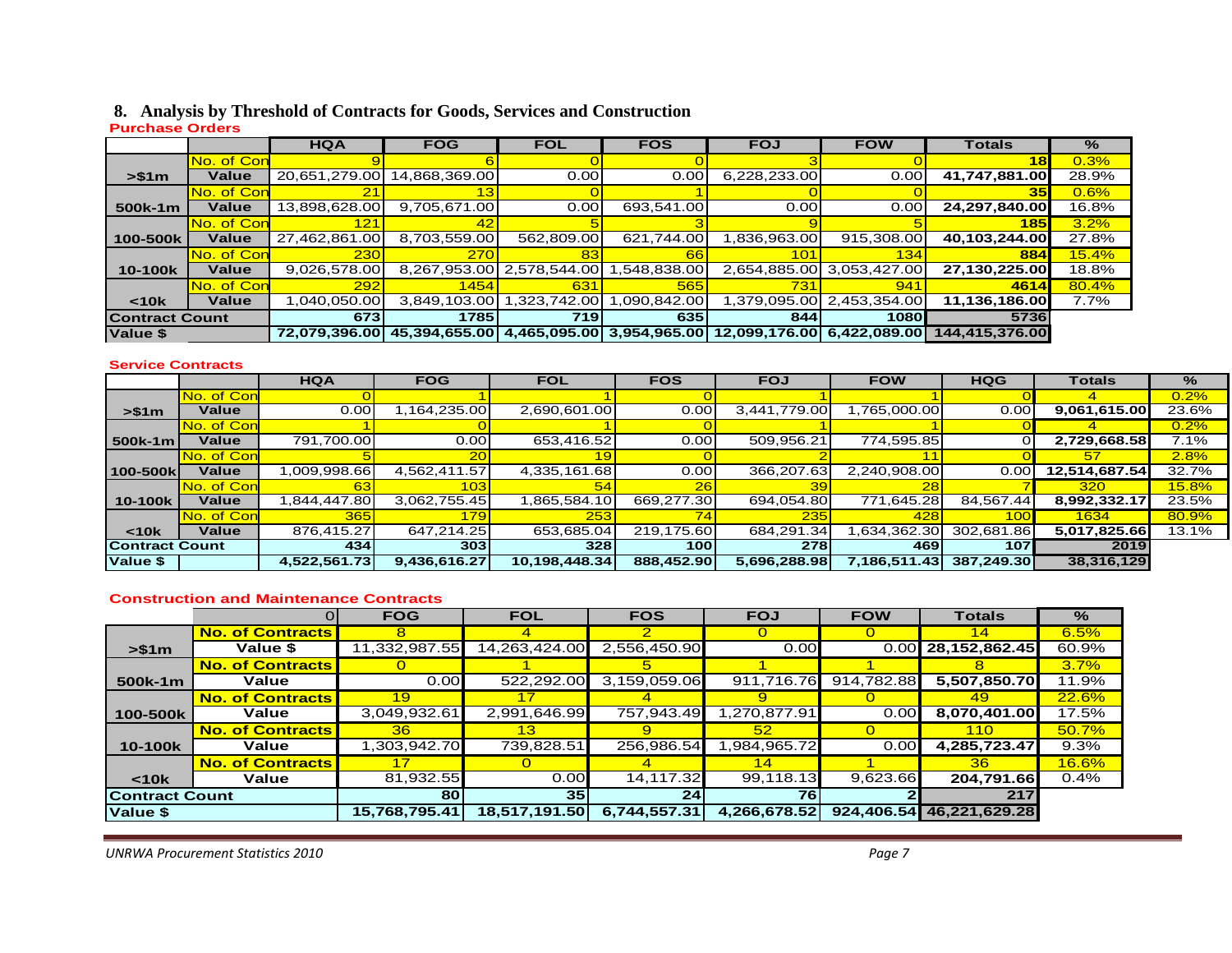## 8. Analysis by Threshold of Contracts for Goods, Services and Construction

**Purchase Orders**

| | | HQA | FOG | FOL | FOS | FOJ | FOW | Totals | % |
|---|---|---|---|---|---|---|---|---|---|
| >$1m | No. of Con | 9 | 6 | 0 | 0 | 3 | 0 | 18 | 0.3% |
| | Value | 20,651,279.00 | 14,868,369.00 | 0.00 | 0.00 | 6,228,233.00 | 0.00 | 41,747,881.00 | 28.9% |
| 500k-1m | No. of Con | 21 | 13 | 0 | 1 | 0 | 0 | 35 | 0.6% |
| | Value | 13,898,628.00 | 9,705,671.00 | 0.00 | 693,541.00 | 0.00 | 0.00 | 24,297,840.00 | 16.8% |
| 100-500k | No. of Con | 121 | 42 | 5 | 3 | 9 | 5 | 185 | 3.2% |
| | Value | 27,462,861.00 | 8,703,559.00 | 562,809.00 | 621,744.00 | 1,836,963.00 | 915,308.00 | 40,103,244.00 | 27.8% |
| 10-100k | No. of Con | 230 | 270 | 83 | 66 | 101 | 134 | 884 | 15.4% |
| | Value | 9,026,578.00 | 8,267,953.00 | 2,578,544.00 | 1,548,838.00 | 2,654,885.00 | 3,053,427.00 | 27,130,225.00 | 18.8% |
| <10k | No. of Con | 292 | 1454 | 631 | 565 | 731 | 941 | 4614 | 80.4% |
| | Value | 1,040,050.00 | 3,849,103.00 | 1,323,742.00 | 1,090,842.00 | 1,379,095.00 | 2,453,354.00 | 11,136,186.00 | 7.7% |
| Contract Count | | 673 | 1785 | 719 | 635 | 844 | 1080 | 5736 | |
| Value $ | | 72,079,396.00 | 45,394,655.00 | 4,465,095.00 | 3,954,965.00 | 12,099,176.00 | 6,422,089.00 | 144,415,376.00 | |

**Service Contracts**

| | | HQA | FOG | FOL | FOS | FOJ | FOW | HQG | Totals | % |
|---|---|---|---|---|---|---|---|---|---|---|
| >$1m | No. of Con | 0 | 1 | 1 | 0 | 1 | 1 | 0 | 4 | 0.2% |
| | Value | 0.00 | 1,164,235.00 | 2,690,601.00 | 0.00 | 3,441,779.00 | 1,765,000.00 | 0.00 | 9,061,615.00 | 23.6% |
| 500k-1m | No. of Con | 1 | 0 | 1 | 0 | 1 | 1 | 0 | 4 | 0.2% |
| | Value | 791,700.00 | 0.00 | 653,416.52 | 0.00 | 509,956.21 | 774,595.85 | 0 | 2,729,668.58 | 7.1% |
| 100-500k | No. of Con | 5 | 20 | 19 | 0 | 2 | 11 | 0 | 57 | 2.8% |
| | Value | 1,009,998.66 | 4,562,411.57 | 4,335,161.68 | 0.00 | 366,207.63 | 2,240,908.00 | 0.00 | 12,514,687.54 | 32.7% |
| 10-100k | No. of Con | 63 | 103 | 54 | 26 | 39 | 28 | 7 | 320 | 15.8% |
| | Value | 1,844,447.80 | 3,062,755.45 | 1,865,584.10 | 669,277.30 | 694,054.80 | 771,645.28 | 84,567.44 | 8,992,332.17 | 23.5% |
| <10k | No. of Con | 365 | 179 | 253 | 74 | 235 | 428 | 100 | 1634 | 80.9% |
| | Value | 876,415.27 | 647,214.25 | 653,685.04 | 219,175.60 | 684,291.34 | 1,634,362.30 | 302,681.86 | 5,017,825.66 | 13.1% |
| Contract Count | | 434 | 303 | 328 | 100 | 278 | 469 | 107 | 2019 | |
| Value $ | | 4,522,561.73 | 9,436,616.27 | 10,198,448.34 | 888,452.90 | 5,696,288.98 | 7,186,511.43 | 387,249.30 | 38,316,129 | |

**Construction and Maintenance Contracts**

| | 0 | FOG | FOL | FOS | FOJ | FOW | Totals | % |
|---|---|---|---|---|---|---|---|---|
| >$1m | No. of Contracts | 8 | 4 | 2 | 0 | 0 | 14 | 6.5% |
| | Value $ | 11,332,987.55 | 14,263,424.00 | 2,556,450.90 | 0.00 | 0.00 | 28,152,862.45 | 60.9% |
| 500k-1m | No. of Contracts | 0 | 1 | 5 | 1 | 1 | 8 | 3.7% |
| | Value | 0.00 | 522,292.00 | 3,159,059.06 | 911,716.76 | 914,782.88 | 5,507,850.70 | 11.9% |
| 100-500k | No. of Contracts | 19 | 17 | 4 | 9 | 0 | 49 | 22.6% |
| | Value | 3,049,932.61 | 2,991,646.99 | 757,943.49 | 1,270,877.91 | 0.00 | 8,070,401.00 | 17.5% |
| 10-100k | No. of Contracts | 36 | 13 | 9 | 52 | 0 | 110 | 50.7% |
| | Value | 1,303,942.70 | 739,828.51 | 256,986.54 | 1,984,965.72 | 0.00 | 4,285,723.47 | 9.3% |
| <10k | No. of Contracts | 17 | 0 | 4 | 14 | 1 | 36 | 16.6% |
| | Value | 81,932.55 | 0.00 | 14,117.32 | 99,118.13 | 9,623.66 | 204,791.66 | 0.4% |
| Contract Count | | 80 | 35 | 24 | 76 | 2 | 217 | |
| Value $ | | 15,768,795.41 | 18,517,191.50 | 6,744,557.31 | 4,266,678.52 | 924,406.54 | 46,221,629.28 | |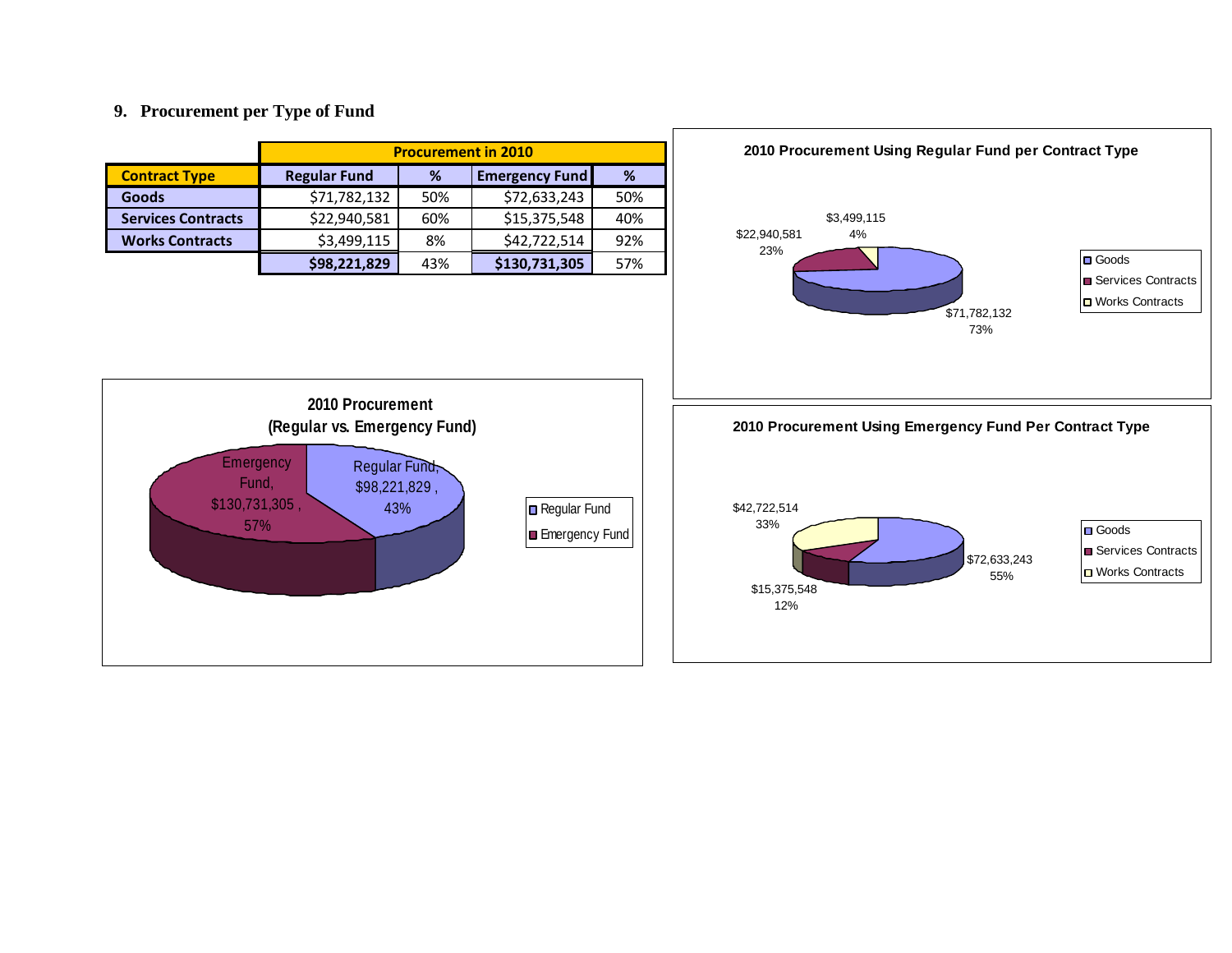## 9. Procurement per Type of Fund

| Contract Type | Procurement in 2010 | | | |
|---|---|---|---|---|
| | Regular Fund | % | Emergency Fund | % |
| Goods | $71,782,132 | 50% | $72,633,243 | 50% |
| Services Contracts | $22,940,581 | 60% | $15,375,548 | 40% |
| Works Contracts | $3,499,115 | 8% | $42,722,514 | 92% |
| | **$98,221,829** | 43% | **$130,731,305** | 57% |

**2010 Procurement Using Regular Fund per Contract Type**

- Goods: $71,782,132 (73%)
- Services Contracts: $22,940,581 (23%)
- Works Contracts: $3,499,115 (4%)

**2010 Procurement (Regular vs. Emergency Fund)**

- Regular Fund, $98,221,829, 43%
- Emergency Fund, $130,731,305, 57%

**2010 Procurement Using Emergency Fund Per Contract Type**

- Goods: $72,633,243 (55%)
- Services Contracts: $15,375,548 (12%)
- Works Contracts: $42,722,514 (33%)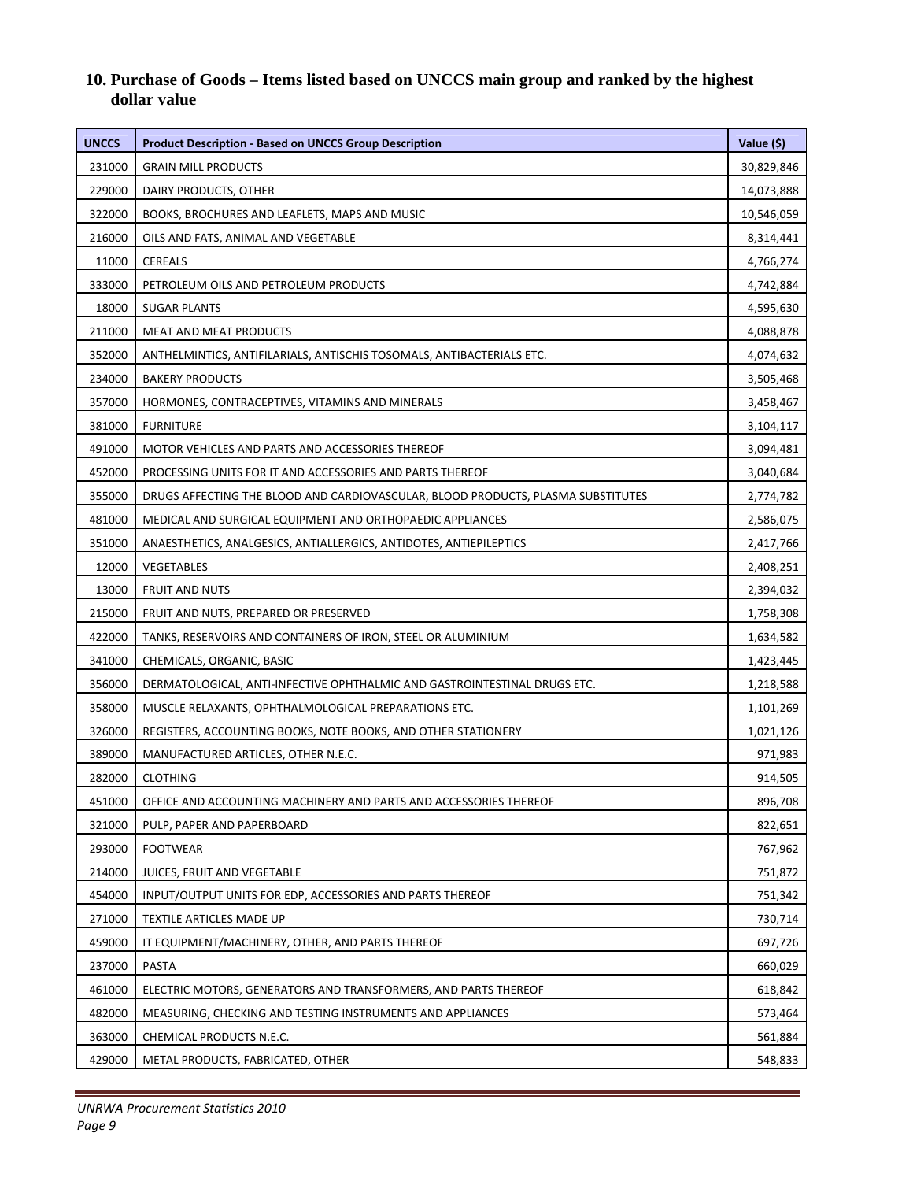## 10. Purchase of Goods – Items listed based on UNCCS main group and ranked by the highest dollar value

| UNCCS | Product Description - Based on UNCCS Group Description | Value ($) |
|---|---|---|
| 231000 | GRAIN MILL PRODUCTS | 30,829,846 |
| 229000 | DAIRY PRODUCTS, OTHER | 14,073,888 |
| 322000 | BOOKS, BROCHURES AND LEAFLETS, MAPS AND MUSIC | 10,546,059 |
| 216000 | OILS AND FATS, ANIMAL AND VEGETABLE | 8,314,441 |
| 11000 | CEREALS | 4,766,274 |
| 333000 | PETROLEUM OILS AND PETROLEUM PRODUCTS | 4,742,884 |
| 18000 | SUGAR PLANTS | 4,595,630 |
| 211000 | MEAT AND MEAT PRODUCTS | 4,088,878 |
| 352000 | ANTHELMINTICS, ANTIFILARIALS, ANTISCHIS TOSOMALS, ANTIBACTERIALS ETC. | 4,074,632 |
| 234000 | BAKERY PRODUCTS | 3,505,468 |
| 357000 | HORMONES, CONTRACEPTIVES, VITAMINS AND MINERALS | 3,458,467 |
| 381000 | FURNITURE | 3,104,117 |
| 491000 | MOTOR VEHICLES AND PARTS AND ACCESSORIES THEREOF | 3,094,481 |
| 452000 | PROCESSING UNITS FOR IT AND ACCESSORIES AND PARTS THEREOF | 3,040,684 |
| 355000 | DRUGS AFFECTING THE BLOOD AND CARDIOVASCULAR, BLOOD PRODUCTS, PLASMA SUBSTITUTES | 2,774,782 |
| 481000 | MEDICAL AND SURGICAL EQUIPMENT AND ORTHOPAEDIC APPLIANCES | 2,586,075 |
| 351000 | ANAESTHETICS, ANALGESICS, ANTIALLERGICS, ANTIDOTES, ANTIEPILEPTICS | 2,417,766 |
| 12000 | VEGETABLES | 2,408,251 |
| 13000 | FRUIT AND NUTS | 2,394,032 |
| 215000 | FRUIT AND NUTS, PREPARED OR PRESERVED | 1,758,308 |
| 422000 | TANKS, RESERVOIRS AND CONTAINERS OF IRON, STEEL OR ALUMINIUM | 1,634,582 |
| 341000 | CHEMICALS, ORGANIC, BASIC | 1,423,445 |
| 356000 | DERMATOLOGICAL, ANTI-INFECTIVE OPHTHALMIC AND GASTROINTESTINAL DRUGS ETC. | 1,218,588 |
| 358000 | MUSCLE RELAXANTS, OPHTHALMOLOGICAL PREPARATIONS ETC. | 1,101,269 |
| 326000 | REGISTERS, ACCOUNTING BOOKS, NOTE BOOKS, AND OTHER STATIONERY | 1,021,126 |
| 389000 | MANUFACTURED ARTICLES, OTHER N.E.C. | 971,983 |
| 282000 | CLOTHING | 914,505 |
| 451000 | OFFICE AND ACCOUNTING MACHINERY AND PARTS AND ACCESSORIES THEREOF | 896,708 |
| 321000 | PULP, PAPER AND PAPERBOARD | 822,651 |
| 293000 | FOOTWEAR | 767,962 |
| 214000 | JUICES, FRUIT AND VEGETABLE | 751,872 |
| 454000 | INPUT/OUTPUT UNITS FOR EDP, ACCESSORIES AND PARTS THEREOF | 751,342 |
| 271000 | TEXTILE ARTICLES MADE UP | 730,714 |
| 459000 | IT EQUIPMENT/MACHINERY, OTHER, AND PARTS THEREOF | 697,726 |
| 237000 | PASTA | 660,029 |
| 461000 | ELECTRIC MOTORS, GENERATORS AND TRANSFORMERS, AND PARTS THEREOF | 618,842 |
| 482000 | MEASURING, CHECKING AND TESTING INSTRUMENTS AND APPLIANCES | 573,464 |
| 363000 | CHEMICAL PRODUCTS N.E.C. | 561,884 |
| 429000 | METAL PRODUCTS, FABRICATED, OTHER | 548,833 |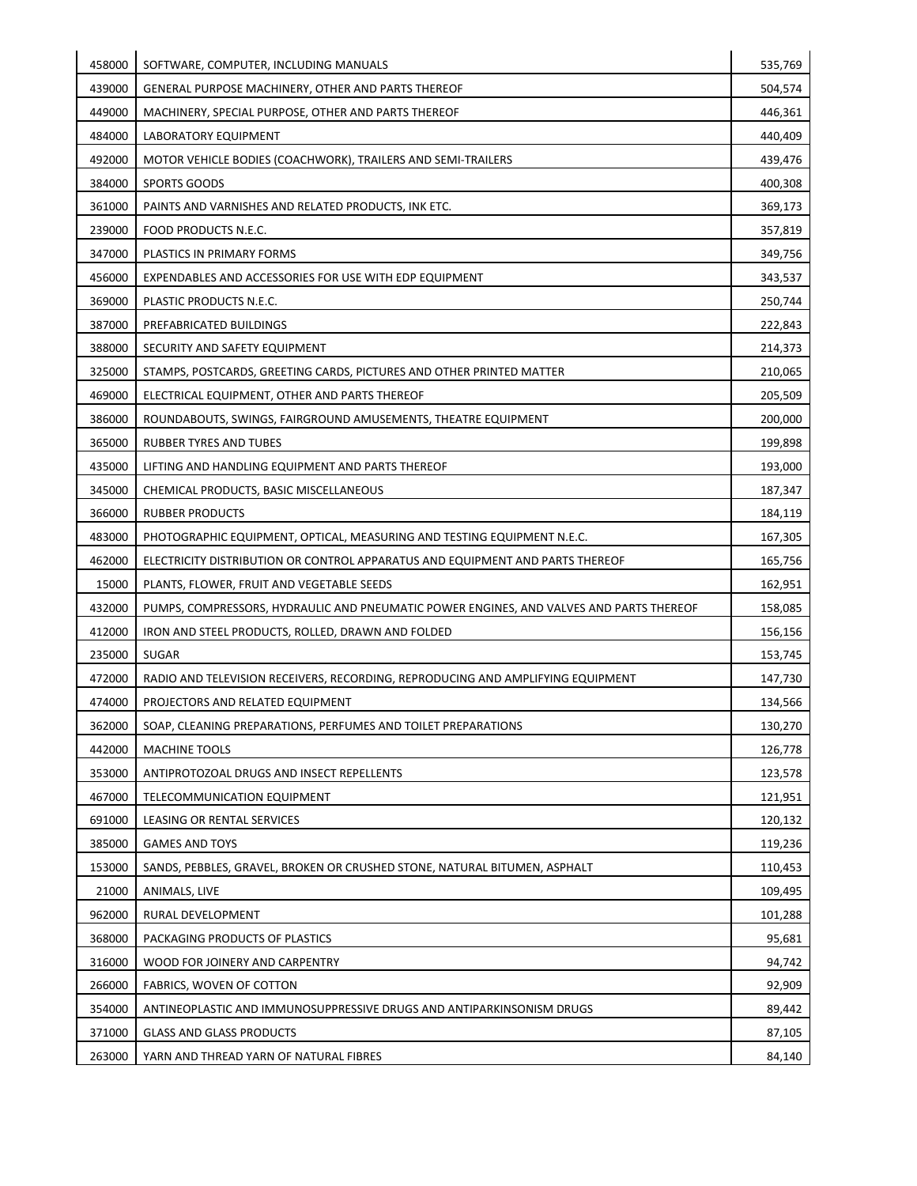| | | |
|---|---|---|
| 458000 | SOFTWARE, COMPUTER, INCLUDING MANUALS | 535,769 |
| 439000 | GENERAL PURPOSE MACHINERY, OTHER AND PARTS THEREOF | 504,574 |
| 449000 | MACHINERY, SPECIAL PURPOSE, OTHER AND PARTS THEREOF | 446,361 |
| 484000 | LABORATORY EQUIPMENT | 440,409 |
| 492000 | MOTOR VEHICLE BODIES (COACHWORK), TRAILERS AND SEMI-TRAILERS | 439,476 |
| 384000 | SPORTS GOODS | 400,308 |
| 361000 | PAINTS AND VARNISHES AND RELATED PRODUCTS, INK ETC. | 369,173 |
| 239000 | FOOD PRODUCTS N.E.C. | 357,819 |
| 347000 | PLASTICS IN PRIMARY FORMS | 349,756 |
| 456000 | EXPENDABLES AND ACCESSORIES FOR USE WITH EDP EQUIPMENT | 343,537 |
| 369000 | PLASTIC PRODUCTS N.E.C. | 250,744 |
| 387000 | PREFABRICATED BUILDINGS | 222,843 |
| 388000 | SECURITY AND SAFETY EQUIPMENT | 214,373 |
| 325000 | STAMPS, POSTCARDS, GREETING CARDS, PICTURES AND OTHER PRINTED MATTER | 210,065 |
| 469000 | ELECTRICAL EQUIPMENT, OTHER AND PARTS THEREOF | 205,509 |
| 386000 | ROUNDABOUTS, SWINGS, FAIRGROUND AMUSEMENTS, THEATRE EQUIPMENT | 200,000 |
| 365000 | RUBBER TYRES AND TUBES | 199,898 |
| 435000 | LIFTING AND HANDLING EQUIPMENT AND PARTS THEREOF | 193,000 |
| 345000 | CHEMICAL PRODUCTS, BASIC MISCELLANEOUS | 187,347 |
| 366000 | RUBBER PRODUCTS | 184,119 |
| 483000 | PHOTOGRAPHIC EQUIPMENT, OPTICAL, MEASURING AND TESTING EQUIPMENT N.E.C. | 167,305 |
| 462000 | ELECTRICITY DISTRIBUTION OR CONTROL APPARATUS AND EQUIPMENT AND PARTS THEREOF | 165,756 |
| 15000 | PLANTS, FLOWER, FRUIT AND VEGETABLE SEEDS | 162,951 |
| 432000 | PUMPS, COMPRESSORS, HYDRAULIC AND PNEUMATIC POWER ENGINES, AND VALVES AND PARTS THEREOF | 158,085 |
| 412000 | IRON AND STEEL PRODUCTS, ROLLED, DRAWN AND FOLDED | 156,156 |
| 235000 | SUGAR | 153,745 |
| 472000 | RADIO AND TELEVISION RECEIVERS, RECORDING, REPRODUCING AND AMPLIFYING EQUIPMENT | 147,730 |
| 474000 | PROJECTORS AND RELATED EQUIPMENT | 134,566 |
| 362000 | SOAP, CLEANING PREPARATIONS, PERFUMES AND TOILET PREPARATIONS | 130,270 |
| 442000 | MACHINE TOOLS | 126,778 |
| 353000 | ANTIPROTOZOAL DRUGS AND INSECT REPELLENTS | 123,578 |
| 467000 | TELECOMMUNICATION EQUIPMENT | 121,951 |
| 691000 | LEASING OR RENTAL SERVICES | 120,132 |
| 385000 | GAMES AND TOYS | 119,236 |
| 153000 | SANDS, PEBBLES, GRAVEL, BROKEN OR CRUSHED STONE, NATURAL BITUMEN, ASPHALT | 110,453 |
| 21000 | ANIMALS, LIVE | 109,495 |
| 962000 | RURAL DEVELOPMENT | 101,288 |
| 368000 | PACKAGING PRODUCTS OF PLASTICS | 95,681 |
| 316000 | WOOD FOR JOINERY AND CARPENTRY | 94,742 |
| 266000 | FABRICS, WOVEN OF COTTON | 92,909 |
| 354000 | ANTINEOPLASTIC AND IMMUNOSUPPRESSIVE DRUGS AND ANTIPARKINSONISM DRUGS | 89,442 |
| 371000 | GLASS AND GLASS PRODUCTS | 87,105 |
| 263000 | YARN AND THREAD YARN OF NATURAL FIBRES | 84,140 |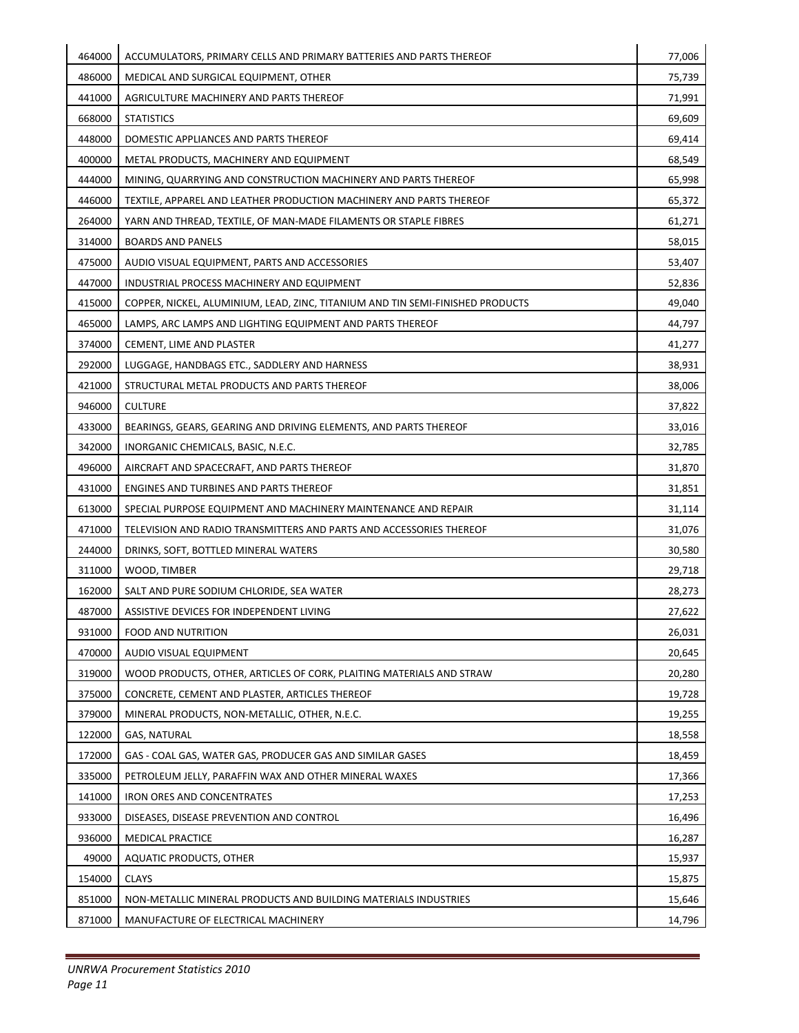| | | |
|---|---|---|
| 464000 | ACCUMULATORS, PRIMARY CELLS AND PRIMARY BATTERIES AND PARTS THEREOF | 77,006 |
| 486000 | MEDICAL AND SURGICAL EQUIPMENT, OTHER | 75,739 |
| 441000 | AGRICULTURE MACHINERY AND PARTS THEREOF | 71,991 |
| 668000 | STATISTICS | 69,609 |
| 448000 | DOMESTIC APPLIANCES AND PARTS THEREOF | 69,414 |
| 400000 | METAL PRODUCTS, MACHINERY AND EQUIPMENT | 68,549 |
| 444000 | MINING, QUARRYING AND CONSTRUCTION MACHINERY AND PARTS THEREOF | 65,998 |
| 446000 | TEXTILE, APPAREL AND LEATHER PRODUCTION MACHINERY AND PARTS THEREOF | 65,372 |
| 264000 | YARN AND THREAD, TEXTILE, OF MAN-MADE FILAMENTS OR STAPLE FIBRES | 61,271 |
| 314000 | BOARDS AND PANELS | 58,015 |
| 475000 | AUDIO VISUAL EQUIPMENT, PARTS AND ACCESSORIES | 53,407 |
| 447000 | INDUSTRIAL PROCESS MACHINERY AND EQUIPMENT | 52,836 |
| 415000 | COPPER, NICKEL, ALUMINIUM, LEAD, ZINC, TITANIUM AND TIN SEMI-FINISHED PRODUCTS | 49,040 |
| 465000 | LAMPS, ARC LAMPS AND LIGHTING EQUIPMENT AND PARTS THEREOF | 44,797 |
| 374000 | CEMENT, LIME AND PLASTER | 41,277 |
| 292000 | LUGGAGE, HANDBAGS ETC., SADDLERY AND HARNESS | 38,931 |
| 421000 | STRUCTURAL METAL PRODUCTS AND PARTS THEREOF | 38,006 |
| 946000 | CULTURE | 37,822 |
| 433000 | BEARINGS, GEARS, GEARING AND DRIVING ELEMENTS, AND PARTS THEREOF | 33,016 |
| 342000 | INORGANIC CHEMICALS, BASIC, N.E.C. | 32,785 |
| 496000 | AIRCRAFT AND SPACECRAFT, AND PARTS THEREOF | 31,870 |
| 431000 | ENGINES AND TURBINES AND PARTS THEREOF | 31,851 |
| 613000 | SPECIAL PURPOSE EQUIPMENT AND MACHINERY MAINTENANCE AND REPAIR | 31,114 |
| 471000 | TELEVISION AND RADIO TRANSMITTERS AND PARTS AND ACCESSORIES THEREOF | 31,076 |
| 244000 | DRINKS, SOFT, BOTTLED MINERAL WATERS | 30,580 |
| 311000 | WOOD, TIMBER | 29,718 |
| 162000 | SALT AND PURE SODIUM CHLORIDE, SEA WATER | 28,273 |
| 487000 | ASSISTIVE DEVICES FOR INDEPENDENT LIVING | 27,622 |
| 931000 | FOOD AND NUTRITION | 26,031 |
| 470000 | AUDIO VISUAL EQUIPMENT | 20,645 |
| 319000 | WOOD PRODUCTS, OTHER, ARTICLES OF CORK, PLAITING MATERIALS AND STRAW | 20,280 |
| 375000 | CONCRETE, CEMENT AND PLASTER, ARTICLES THEREOF | 19,728 |
| 379000 | MINERAL PRODUCTS, NON-METALLIC, OTHER, N.E.C. | 19,255 |
| 122000 | GAS, NATURAL | 18,558 |
| 172000 | GAS - COAL GAS, WATER GAS, PRODUCER GAS AND SIMILAR GASES | 18,459 |
| 335000 | PETROLEUM JELLY, PARAFFIN WAX AND OTHER MINERAL WAXES | 17,366 |
| 141000 | IRON ORES AND CONCENTRATES | 17,253 |
| 933000 | DISEASES, DISEASE PREVENTION AND CONTROL | 16,496 |
| 936000 | MEDICAL PRACTICE | 16,287 |
| 49000 | AQUATIC PRODUCTS, OTHER | 15,937 |
| 154000 | CLAYS | 15,875 |
| 851000 | NON-METALLIC MINERAL PRODUCTS AND BUILDING MATERIALS INDUSTRIES | 15,646 |
| 871000 | MANUFACTURE OF ELECTRICAL MACHINERY | 14,796 |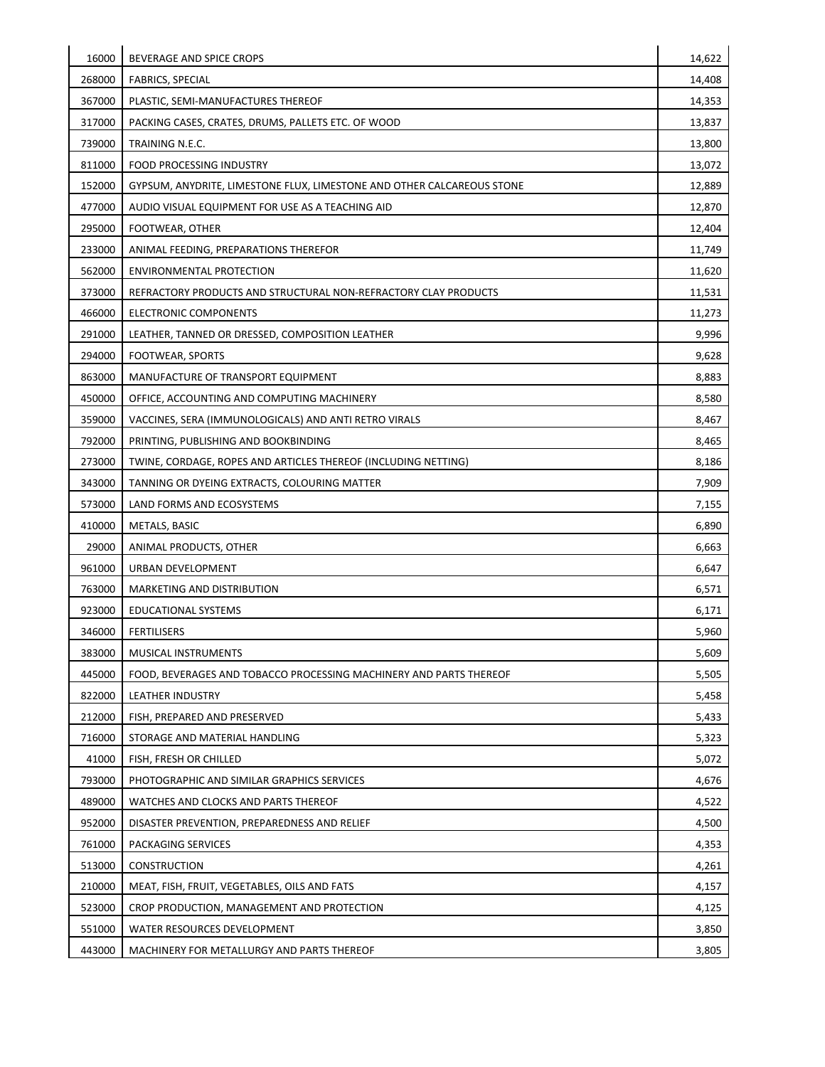| | | |
|---|---|---|
| 16000 | BEVERAGE AND SPICE CROPS | 14,622 |
| 268000 | FABRICS, SPECIAL | 14,408 |
| 367000 | PLASTIC, SEMI-MANUFACTURES THEREOF | 14,353 |
| 317000 | PACKING CASES, CRATES, DRUMS, PALLETS ETC. OF WOOD | 13,837 |
| 739000 | TRAINING N.E.C. | 13,800 |
| 811000 | FOOD PROCESSING INDUSTRY | 13,072 |
| 152000 | GYPSUM, ANYDRITE, LIMESTONE FLUX, LIMESTONE AND OTHER CALCAREOUS STONE | 12,889 |
| 477000 | AUDIO VISUAL EQUIPMENT FOR USE AS A TEACHING AID | 12,870 |
| 295000 | FOOTWEAR, OTHER | 12,404 |
| 233000 | ANIMAL FEEDING, PREPARATIONS THEREFOR | 11,749 |
| 562000 | ENVIRONMENTAL PROTECTION | 11,620 |
| 373000 | REFRACTORY PRODUCTS AND STRUCTURAL NON-REFRACTORY CLAY PRODUCTS | 11,531 |
| 466000 | ELECTRONIC COMPONENTS | 11,273 |
| 291000 | LEATHER, TANNED OR DRESSED, COMPOSITION LEATHER | 9,996 |
| 294000 | FOOTWEAR, SPORTS | 9,628 |
| 863000 | MANUFACTURE OF TRANSPORT EQUIPMENT | 8,883 |
| 450000 | OFFICE, ACCOUNTING AND COMPUTING MACHINERY | 8,580 |
| 359000 | VACCINES, SERA (IMMUNOLOGICALS) AND ANTI RETRO VIRALS | 8,467 |
| 792000 | PRINTING, PUBLISHING AND BOOKBINDING | 8,465 |
| 273000 | TWINE, CORDAGE, ROPES AND ARTICLES THEREOF (INCLUDING NETTING) | 8,186 |
| 343000 | TANNING OR DYEING EXTRACTS, COLOURING MATTER | 7,909 |
| 573000 | LAND FORMS AND ECOSYSTEMS | 7,155 |
| 410000 | METALS, BASIC | 6,890 |
| 29000 | ANIMAL PRODUCTS, OTHER | 6,663 |
| 961000 | URBAN DEVELOPMENT | 6,647 |
| 763000 | MARKETING AND DISTRIBUTION | 6,571 |
| 923000 | EDUCATIONAL SYSTEMS | 6,171 |
| 346000 | FERTILISERS | 5,960 |
| 383000 | MUSICAL INSTRUMENTS | 5,609 |
| 445000 | FOOD, BEVERAGES AND TOBACCO PROCESSING MACHINERY AND PARTS THEREOF | 5,505 |
| 822000 | LEATHER INDUSTRY | 5,458 |
| 212000 | FISH, PREPARED AND PRESERVED | 5,433 |
| 716000 | STORAGE AND MATERIAL HANDLING | 5,323 |
| 41000 | FISH, FRESH OR CHILLED | 5,072 |
| 793000 | PHOTOGRAPHIC AND SIMILAR GRAPHICS SERVICES | 4,676 |
| 489000 | WATCHES AND CLOCKS AND PARTS THEREOF | 4,522 |
| 952000 | DISASTER PREVENTION, PREPAREDNESS AND RELIEF | 4,500 |
| 761000 | PACKAGING SERVICES | 4,353 |
| 513000 | CONSTRUCTION | 4,261 |
| 210000 | MEAT, FISH, FRUIT, VEGETABLES, OILS AND FATS | 4,157 |
| 523000 | CROP PRODUCTION, MANAGEMENT AND PROTECTION | 4,125 |
| 551000 | WATER RESOURCES DEVELOPMENT | 3,850 |
| 443000 | MACHINERY FOR METALLURGY AND PARTS THEREOF | 3,805 |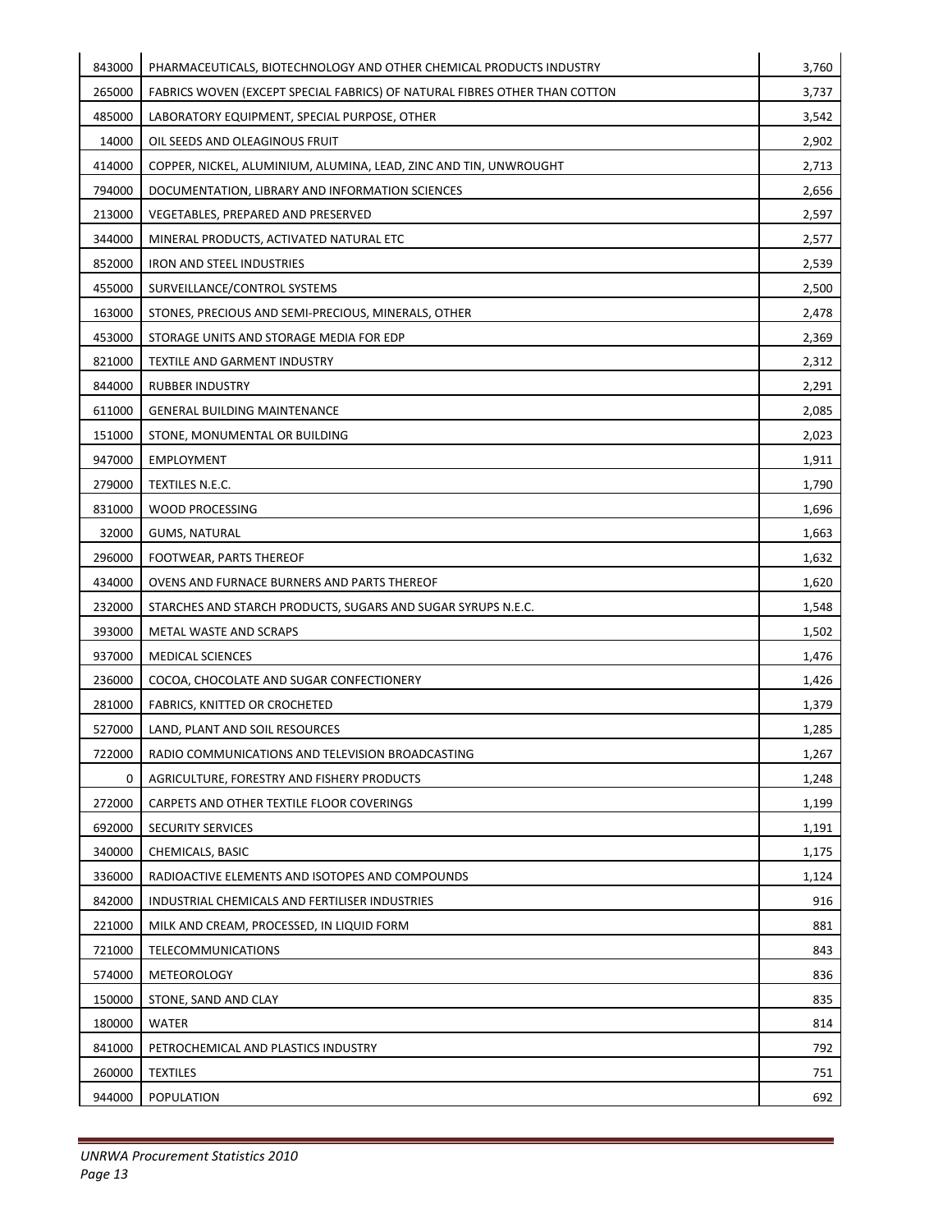| 843000 | PHARMACEUTICALS, BIOTECHNOLOGY AND OTHER CHEMICAL PRODUCTS INDUSTRY | 3,760 |
|---|---|---|
| 265000 | FABRICS WOVEN (EXCEPT SPECIAL FABRICS) OF NATURAL FIBRES OTHER THAN COTTON | 3,737 |
| 485000 | LABORATORY EQUIPMENT, SPECIAL PURPOSE, OTHER | 3,542 |
| 14000 | OIL SEEDS AND OLEAGINOUS FRUIT | 2,902 |
| 414000 | COPPER, NICKEL, ALUMINIUM, ALUMINA, LEAD, ZINC AND TIN, UNWROUGHT | 2,713 |
| 794000 | DOCUMENTATION, LIBRARY AND INFORMATION SCIENCES | 2,656 |
| 213000 | VEGETABLES, PREPARED AND PRESERVED | 2,597 |
| 344000 | MINERAL PRODUCTS, ACTIVATED NATURAL ETC | 2,577 |
| 852000 | IRON AND STEEL INDUSTRIES | 2,539 |
| 455000 | SURVEILLANCE/CONTROL SYSTEMS | 2,500 |
| 163000 | STONES, PRECIOUS AND SEMI-PRECIOUS, MINERALS, OTHER | 2,478 |
| 453000 | STORAGE UNITS AND STORAGE MEDIA FOR EDP | 2,369 |
| 821000 | TEXTILE AND GARMENT INDUSTRY | 2,312 |
| 844000 | RUBBER INDUSTRY | 2,291 |
| 611000 | GENERAL BUILDING MAINTENANCE | 2,085 |
| 151000 | STONE, MONUMENTAL OR BUILDING | 2,023 |
| 947000 | EMPLOYMENT | 1,911 |
| 279000 | TEXTILES N.E.C. | 1,790 |
| 831000 | WOOD PROCESSING | 1,696 |
| 32000 | GUMS, NATURAL | 1,663 |
| 296000 | FOOTWEAR, PARTS THEREOF | 1,632 |
| 434000 | OVENS AND FURNACE BURNERS AND PARTS THEREOF | 1,620 |
| 232000 | STARCHES AND STARCH PRODUCTS, SUGARS AND SUGAR SYRUPS N.E.C. | 1,548 |
| 393000 | METAL WASTE AND SCRAPS | 1,502 |
| 937000 | MEDICAL SCIENCES | 1,476 |
| 236000 | COCOA, CHOCOLATE AND SUGAR CONFECTIONERY | 1,426 |
| 281000 | FABRICS, KNITTED OR CROCHETED | 1,379 |
| 527000 | LAND, PLANT AND SOIL RESOURCES | 1,285 |
| 722000 | RADIO COMMUNICATIONS AND TELEVISION BROADCASTING | 1,267 |
| 0 | AGRICULTURE, FORESTRY AND FISHERY PRODUCTS | 1,248 |
| 272000 | CARPETS AND OTHER TEXTILE FLOOR COVERINGS | 1,199 |
| 692000 | SECURITY SERVICES | 1,191 |
| 340000 | CHEMICALS, BASIC | 1,175 |
| 336000 | RADIOACTIVE ELEMENTS AND ISOTOPES AND COMPOUNDS | 1,124 |
| 842000 | INDUSTRIAL CHEMICALS AND FERTILISER INDUSTRIES | 916 |
| 221000 | MILK AND CREAM, PROCESSED, IN LIQUID FORM | 881 |
| 721000 | TELECOMMUNICATIONS | 843 |
| 574000 | METEOROLOGY | 836 |
| 150000 | STONE, SAND AND CLAY | 835 |
| 180000 | WATER | 814 |
| 841000 | PETROCHEMICAL AND PLASTICS INDUSTRY | 792 |
| 260000 | TEXTILES | 751 |
| 944000 | POPULATION | 692 |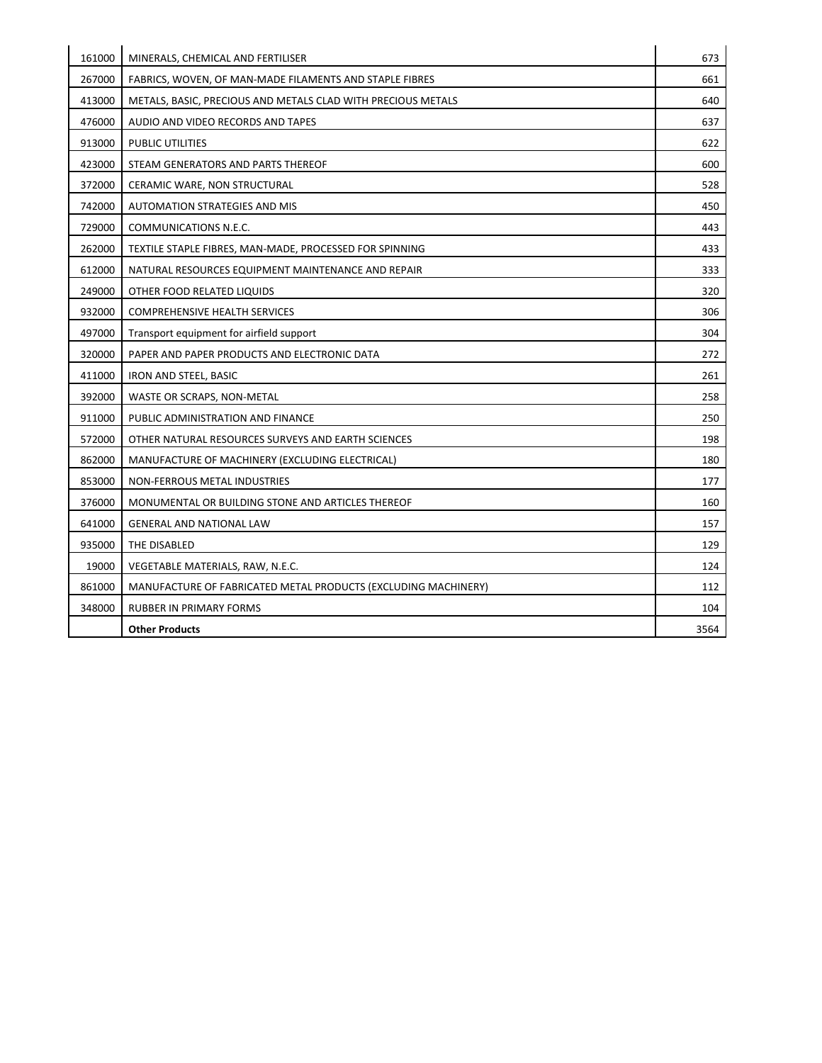| | | |
|---|---|---|
| 161000 | MINERALS, CHEMICAL AND FERTILISER | 673 |
| 267000 | FABRICS, WOVEN, OF MAN-MADE FILAMENTS AND STAPLE FIBRES | 661 |
| 413000 | METALS, BASIC, PRECIOUS AND METALS CLAD WITH PRECIOUS METALS | 640 |
| 476000 | AUDIO AND VIDEO RECORDS AND TAPES | 637 |
| 913000 | PUBLIC UTILITIES | 622 |
| 423000 | STEAM GENERATORS AND PARTS THEREOF | 600 |
| 372000 | CERAMIC WARE, NON STRUCTURAL | 528 |
| 742000 | AUTOMATION STRATEGIES AND MIS | 450 |
| 729000 | COMMUNICATIONS N.E.C. | 443 |
| 262000 | TEXTILE STAPLE FIBRES, MAN-MADE, PROCESSED FOR SPINNING | 433 |
| 612000 | NATURAL RESOURCES EQUIPMENT MAINTENANCE AND REPAIR | 333 |
| 249000 | OTHER FOOD RELATED LIQUIDS | 320 |
| 932000 | COMPREHENSIVE HEALTH SERVICES | 306 |
| 497000 | Transport equipment for airfield support | 304 |
| 320000 | PAPER AND PAPER PRODUCTS AND ELECTRONIC DATA | 272 |
| 411000 | IRON AND STEEL, BASIC | 261 |
| 392000 | WASTE OR SCRAPS, NON-METAL | 258 |
| 911000 | PUBLIC ADMINISTRATION AND FINANCE | 250 |
| 572000 | OTHER NATURAL RESOURCES SURVEYS AND EARTH SCIENCES | 198 |
| 862000 | MANUFACTURE OF MACHINERY (EXCLUDING ELECTRICAL) | 180 |
| 853000 | NON-FERROUS METAL INDUSTRIES | 177 |
| 376000 | MONUMENTAL OR BUILDING STONE AND ARTICLES THEREOF | 160 |
| 641000 | GENERAL AND NATIONAL LAW | 157 |
| 935000 | THE DISABLED | 129 |
| 19000 | VEGETABLE MATERIALS, RAW, N.E.C. | 124 |
| 861000 | MANUFACTURE OF FABRICATED METAL PRODUCTS (EXCLUDING MACHINERY) | 112 |
| 348000 | RUBBER IN PRIMARY FORMS | 104 |
| | **Other Products** | 3564 |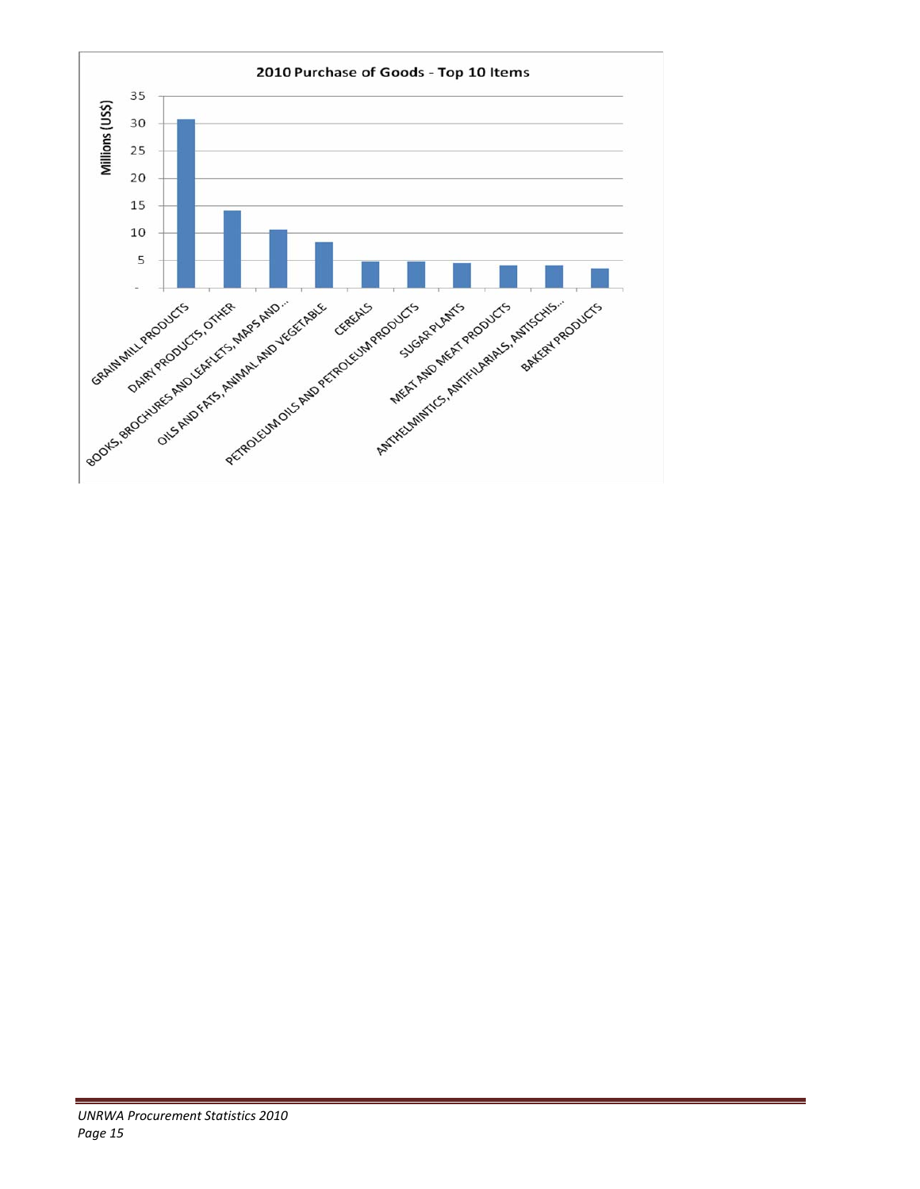**2010 Purchase of Goods - Top 10 Items**

| Item | Millions (US$) |
|---|---|
| GRAIN MILL PRODUCTS | ~30.8 |
| DAIRY PRODUCTS, OTHER | ~14.1 |
| BOOKS, BROCHURES AND LEAFLETS, MAPS AND ... | ~10.6 |
| OILS AND FATS, ANIMAL AND VEGETABLE | ~8.3 |
| CEREALS | ~4.8 |
| PETROLEUM OILS AND PETROLEUM PRODUCTS | ~4.8 |
| SUGAR PLANTS | ~4.5 |
| MEAT AND MEAT PRODUCTS | ~4.1 |
| ANTHELMINTICS, ANTIFILARIALS, ANTISCHIS... | ~4.1 |
| BAKERY PRODUCTS | ~3.5 |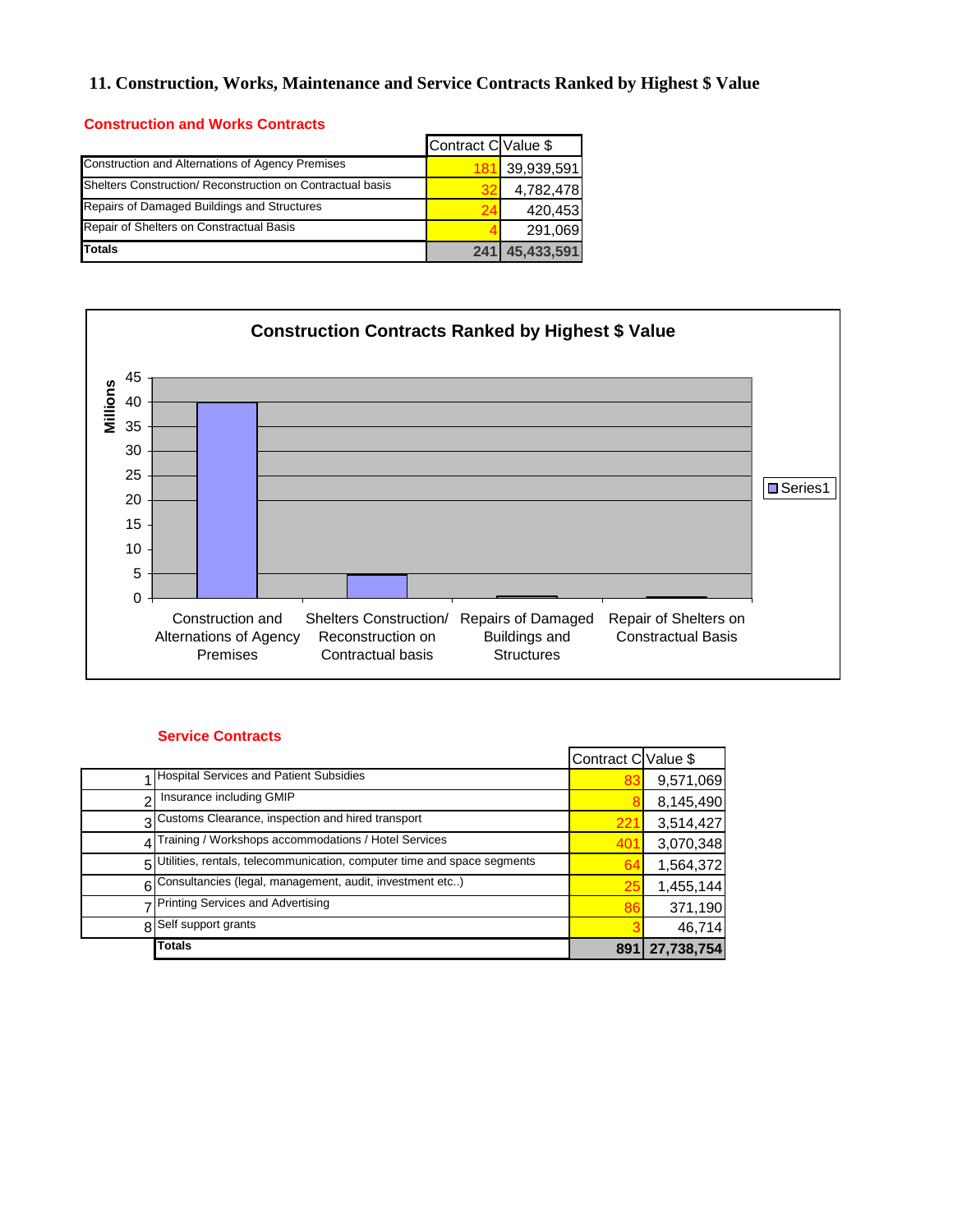# 11. Construction, Works, Maintenance and Service Contracts Ranked by Highest $ Value

## Construction and Works Contracts

| | Contract C | Value $ |
|---|---|---|
| Construction and Alternations of Agency Premises | 181 | 39,939,591 |
| Shelters Construction/ Reconstruction on Contractual basis | 32 | 4,782,478 |
| Repairs of Damaged Buildings and Structures | 24 | 420,453 |
| Repair of Shelters on Constractual Basis | 4 | 291,069 |
| **Totals** | **241** | **45,433,591** |

**Construction Contracts Ranked by Highest $ Value**

| Category | Value (Millions) |
|---|---|
| Construction and Alternations of Agency Premises | 39.9 |
| Shelters Construction/ Reconstruction on Contractual basis | 4.8 |
| Repairs of Damaged Buildings and Structures | 0.4 |
| Repair of Shelters on Constractual Basis | 0.3 |

## Service Contracts

| | | Contract C | Value $ |
|---|---|---|---|
| 1 | Hospital Services and Patient Subsidies | 83 | 9,571,069 |
| 2 | Insurance including GMIP | 8 | 8,145,490 |
| 3 | Customs Clearance, inspection and hired transport | 221 | 3,514,427 |
| 4 | Training / Workshops accommodations / Hotel Services | 401 | 3,070,348 |
| 5 | Utilities, rentals, telecommunication, computer time and space segments | 64 | 1,564,372 |
| 6 | Consultancies (legal, management, audit, investment etc..) | 25 | 1,455,144 |
| 7 | Printing Services and Advertising | 86 | 371,190 |
| 8 | Self support grants | 3 | 46,714 |
| | **Totals** | **891** | **27,738,754** |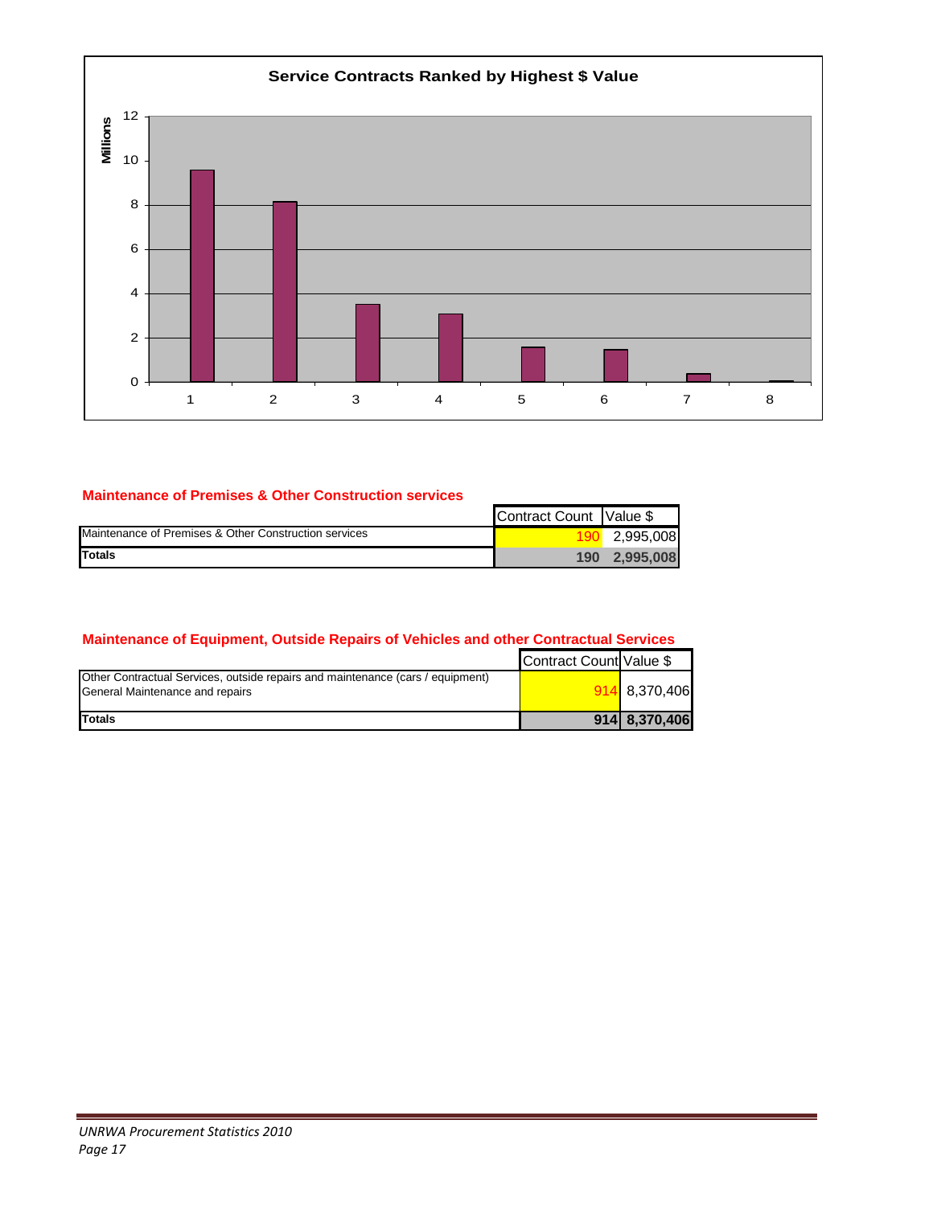Service Contracts Ranked by Highest $ Value

Millions

12
10
8
6
4
2
0

1 2 3 4 5 6 7 8

### Maintenance of Premises & Other Construction services

| | Contract Count | Value $ |
|---|---|---|
| Maintenance of Premises & Other Construction services | 190 | 2,995,008 |
| **Totals** | **190** | **2,995,008** |

### Maintenance of Equipment, Outside Repairs of Vehicles and other Contractual Services

| | Contract Count | Value $ |
|---|---|---|
| Other Contractual Services, outside repairs and maintenance (cars / equipment) General Maintenance and repairs | 914 | 8,370,406 |
| **Totals** | **914** | **8,370,406** |